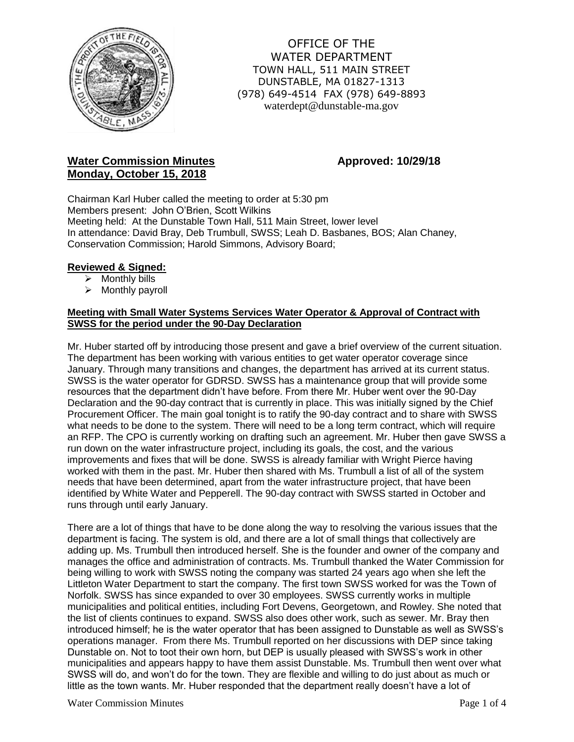OFFICE OF THE
WATER DEPARTMENT
TOWN HALL, 511 MAIN STREET
DUNSTABLE, MA 01827-1313
(978) 649-4514 FAX (978) 649-8893
waterdept@dunstable-ma.gov

**Water Commission Minutes** **Approved: 10/29/18**
**Monday, October 15, 2018**

Chairman Karl Huber called the meeting to order at 5:30 pm
Members present: John O'Brien, Scott Wilkins
Meeting held: At the Dunstable Town Hall, 511 Main Street, lower level
In attendance: David Bray, Deb Trumbull, SWSS; Leah D. Basbanes, BOS; Alan Chaney, Conservation Commission; Harold Simmons, Advisory Board;

**Reviewed & Signed:**

- Monthly bills
- Monthly payroll

**Meeting with Small Water Systems Services Water Operator & Approval of Contract with SWSS for the period under the 90-Day Declaration**

Mr. Huber started off by introducing those present and gave a brief overview of the current situation. The department has been working with various entities to get water operator coverage since January. Through many transitions and changes, the department has arrived at its current status. SWSS is the water operator for GDRSD. SWSS has a maintenance group that will provide some resources that the department didn't have before. From there Mr. Huber went over the 90-Day Declaration and the 90-day contract that is currently in place. This was initially signed by the Chief Procurement Officer. The main goal tonight is to ratify the 90-day contract and to share with SWSS what needs to be done to the system. There will need to be a long term contract, which will require an RFP. The CPO is currently working on drafting such an agreement. Mr. Huber then gave SWSS a run down on the water infrastructure project, including its goals, the cost, and the various improvements and fixes that will be done. SWSS is already familiar with Wright Pierce having worked with them in the past. Mr. Huber then shared with Ms. Trumbull a list of all of the system needs that have been determined, apart from the water infrastructure project, that have been identified by White Water and Pepperell. The 90-day contract with SWSS started in October and runs through until early January.

There are a lot of things that have to be done along the way to resolving the various issues that the department is facing. The system is old, and there are a lot of small things that collectively are adding up. Ms. Trumbull then introduced herself. She is the founder and owner of the company and manages the office and administration of contracts. Ms. Trumbull thanked the Water Commission for being willing to work with SWSS noting the company was started 24 years ago when she left the Littleton Water Department to start the company. The first town SWSS worked for was the Town of Norfolk. SWSS has since expanded to over 30 employees. SWSS currently works in multiple municipalities and political entities, including Fort Devens, Georgetown, and Rowley. She noted that the list of clients continues to expand. SWSS also does other work, such as sewer. Mr. Bray then introduced himself; he is the water operator that has been assigned to Dunstable as well as SWSS's operations manager. From there Ms. Trumbull reported on her discussions with DEP since taking Dunstable on. Not to toot their own horn, but DEP is usually pleased with SWSS's work in other municipalities and appears happy to have them assist Dunstable. Ms. Trumbull then went over what SWSS will do, and won't do for the town. They are flexible and willing to do just about as much or little as the town wants. Mr. Huber responded that the department really doesn't have a lot of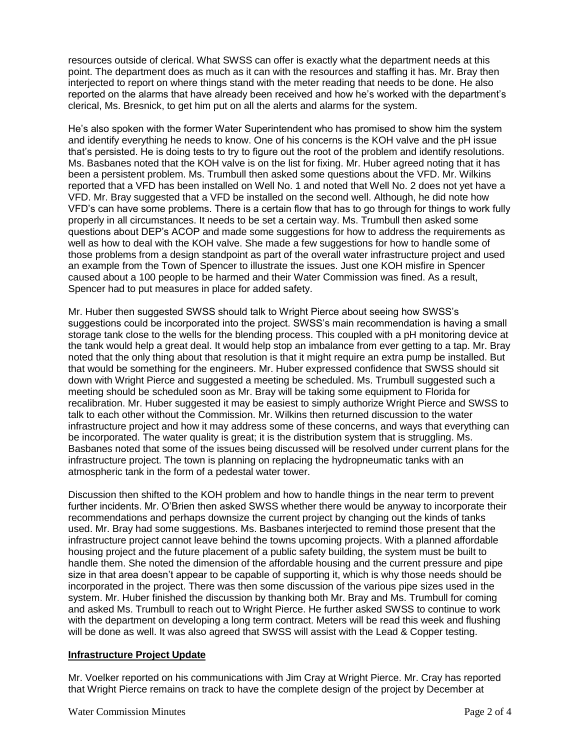resources outside of clerical. What SWSS can offer is exactly what the department needs at this point. The department does as much as it can with the resources and staffing it has. Mr. Bray then interjected to report on where things stand with the meter reading that needs to be done. He also reported on the alarms that have already been received and how he's worked with the department's clerical, Ms. Bresnick, to get him put on all the alerts and alarms for the system.

He's also spoken with the former Water Superintendent who has promised to show him the system and identify everything he needs to know. One of his concerns is the KOH valve and the pH issue that's persisted. He is doing tests to try to figure out the root of the problem and identify resolutions. Ms. Basbanes noted that the KOH valve is on the list for fixing. Mr. Huber agreed noting that it has been a persistent problem. Ms. Trumbull then asked some questions about the VFD. Mr. Wilkins reported that a VFD has been installed on Well No. 1 and noted that Well No. 2 does not yet have a VFD. Mr. Bray suggested that a VFD be installed on the second well. Although, he did note how VFD's can have some problems. There is a certain flow that has to go through for things to work fully properly in all circumstances. It needs to be set a certain way. Ms. Trumbull then asked some questions about DEP's ACOP and made some suggestions for how to address the requirements as well as how to deal with the KOH valve. She made a few suggestions for how to handle some of those problems from a design standpoint as part of the overall water infrastructure project and used an example from the Town of Spencer to illustrate the issues. Just one KOH misfire in Spencer caused about a 100 people to be harmed and their Water Commission was fined. As a result, Spencer had to put measures in place for added safety.

Mr. Huber then suggested SWSS should talk to Wright Pierce about seeing how SWSS's suggestions could be incorporated into the project. SWSS's main recommendation is having a small storage tank close to the wells for the blending process. This coupled with a pH monitoring device at the tank would help a great deal. It would help stop an imbalance from ever getting to a tap. Mr. Bray noted that the only thing about that resolution is that it might require an extra pump be installed. But that would be something for the engineers. Mr. Huber expressed confidence that SWSS should sit down with Wright Pierce and suggested a meeting be scheduled. Ms. Trumbull suggested such a meeting should be scheduled soon as Mr. Bray will be taking some equipment to Florida for recalibration. Mr. Huber suggested it may be easiest to simply authorize Wright Pierce and SWSS to talk to each other without the Commission. Mr. Wilkins then returned discussion to the water infrastructure project and how it may address some of these concerns, and ways that everything can be incorporated. The water quality is great; it is the distribution system that is struggling. Ms. Basbanes noted that some of the issues being discussed will be resolved under current plans for the infrastructure project. The town is planning on replacing the hydropneumatic tanks with an atmospheric tank in the form of a pedestal water tower.

Discussion then shifted to the KOH problem and how to handle things in the near term to prevent further incidents. Mr. O'Brien then asked SWSS whether there would be anyway to incorporate their recommendations and perhaps downsize the current project by changing out the kinds of tanks used. Mr. Bray had some suggestions. Ms. Basbanes interjected to remind those present that the infrastructure project cannot leave behind the towns upcoming projects. With a planned affordable housing project and the future placement of a public safety building, the system must be built to handle them. She noted the dimension of the affordable housing and the current pressure and pipe size in that area doesn't appear to be capable of supporting it, which is why those needs should be incorporated in the project. There was then some discussion of the various pipe sizes used in the system. Mr. Huber finished the discussion by thanking both Mr. Bray and Ms. Trumbull for coming and asked Ms. Trumbull to reach out to Wright Pierce. He further asked SWSS to continue to work with the department on developing a long term contract. Meters will be read this week and flushing will be done as well. It was also agreed that SWSS will assist with the Lead & Copper testing.

## Infrastructure Project Update

Mr. Voelker reported on his communications with Jim Cray at Wright Pierce. Mr. Cray has reported that Wright Pierce remains on track to have the complete design of the project by December at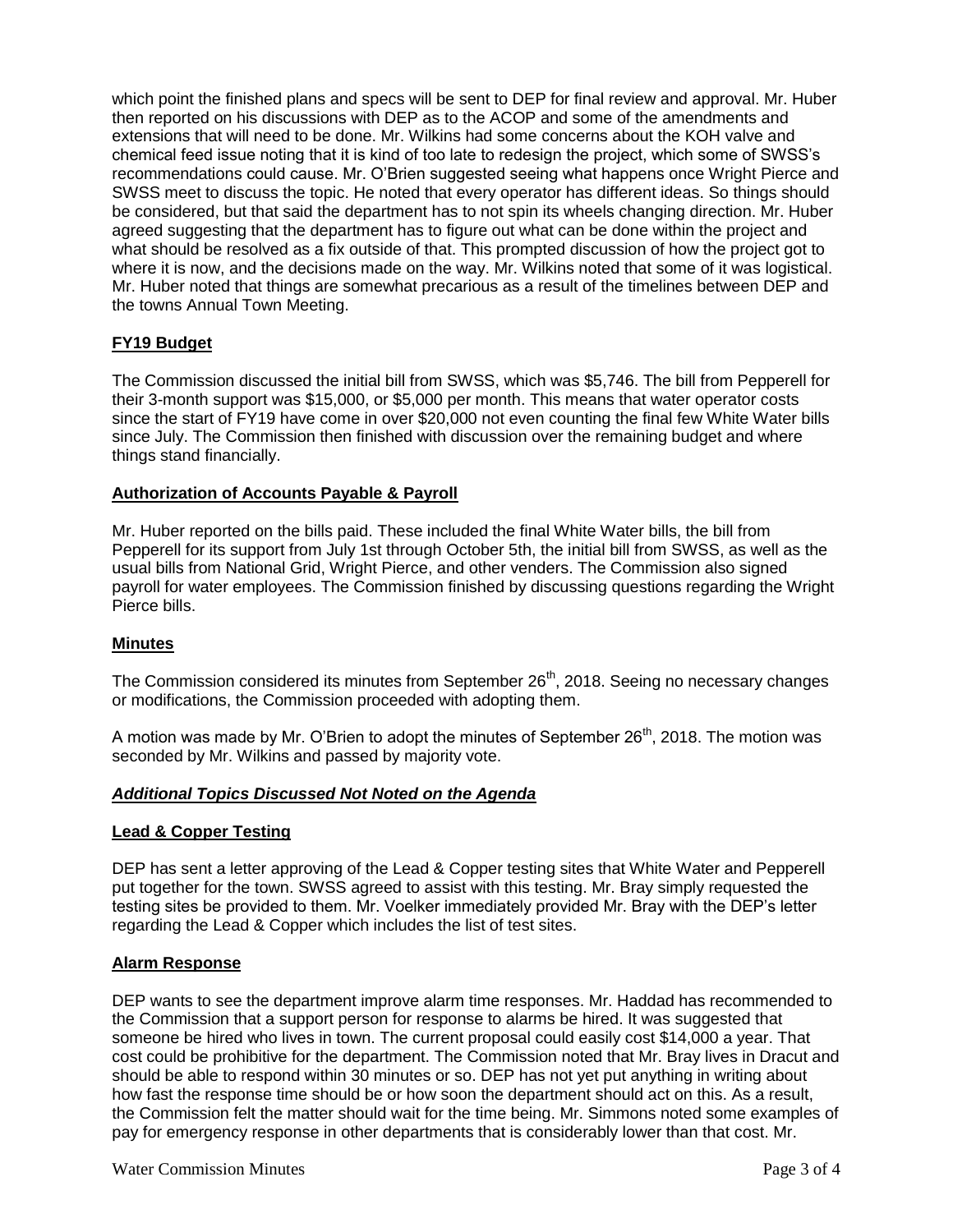which point the finished plans and specs will be sent to DEP for final review and approval. Mr. Huber then reported on his discussions with DEP as to the ACOP and some of the amendments and extensions that will need to be done. Mr. Wilkins had some concerns about the KOH valve and chemical feed issue noting that it is kind of too late to redesign the project, which some of SWSS's recommendations could cause. Mr. O'Brien suggested seeing what happens once Wright Pierce and SWSS meet to discuss the topic. He noted that every operator has different ideas. So things should be considered, but that said the department has to not spin its wheels changing direction. Mr. Huber agreed suggesting that the department has to figure out what can be done within the project and what should be resolved as a fix outside of that. This prompted discussion of how the project got to where it is now, and the decisions made on the way. Mr. Wilkins noted that some of it was logistical. Mr. Huber noted that things are somewhat precarious as a result of the timelines between DEP and the towns Annual Town Meeting.

**FY19 Budget**

The Commission discussed the initial bill from SWSS, which was $5,746. The bill from Pepperell for their 3-month support was $15,000, or $5,000 per month. This means that water operator costs since the start of FY19 have come in over $20,000 not even counting the final few White Water bills since July. The Commission then finished with discussion over the remaining budget and where things stand financially.

**Authorization of Accounts Payable & Payroll**

Mr. Huber reported on the bills paid. These included the final White Water bills, the bill from Pepperell for its support from July 1st through October 5th, the initial bill from SWSS, as well as the usual bills from National Grid, Wright Pierce, and other venders. The Commission also signed payroll for water employees. The Commission finished by discussing questions regarding the Wright Pierce bills.

**Minutes**

The Commission considered its minutes from September 26th, 2018. Seeing no necessary changes or modifications, the Commission proceeded with adopting them.

A motion was made by Mr. O'Brien to adopt the minutes of September 26th, 2018. The motion was seconded by Mr. Wilkins and passed by majority vote.

***Additional Topics Discussed Not Noted on the Agenda***

**Lead & Copper Testing**

DEP has sent a letter approving of the Lead & Copper testing sites that White Water and Pepperell put together for the town. SWSS agreed to assist with this testing. Mr. Bray simply requested the testing sites be provided to them. Mr. Voelker immediately provided Mr. Bray with the DEP's letter regarding the Lead & Copper which includes the list of test sites.

**Alarm Response**

DEP wants to see the department improve alarm time responses. Mr. Haddad has recommended to the Commission that a support person for response to alarms be hired. It was suggested that someone be hired who lives in town. The current proposal could easily cost $14,000 a year. That cost could be prohibitive for the department. The Commission noted that Mr. Bray lives in Dracut and should be able to respond within 30 minutes or so. DEP has not yet put anything in writing about how fast the response time should be or how soon the department should act on this. As a result, the Commission felt the matter should wait for the time being. Mr. Simmons noted some examples of pay for emergency response in other departments that is considerably lower than that cost. Mr.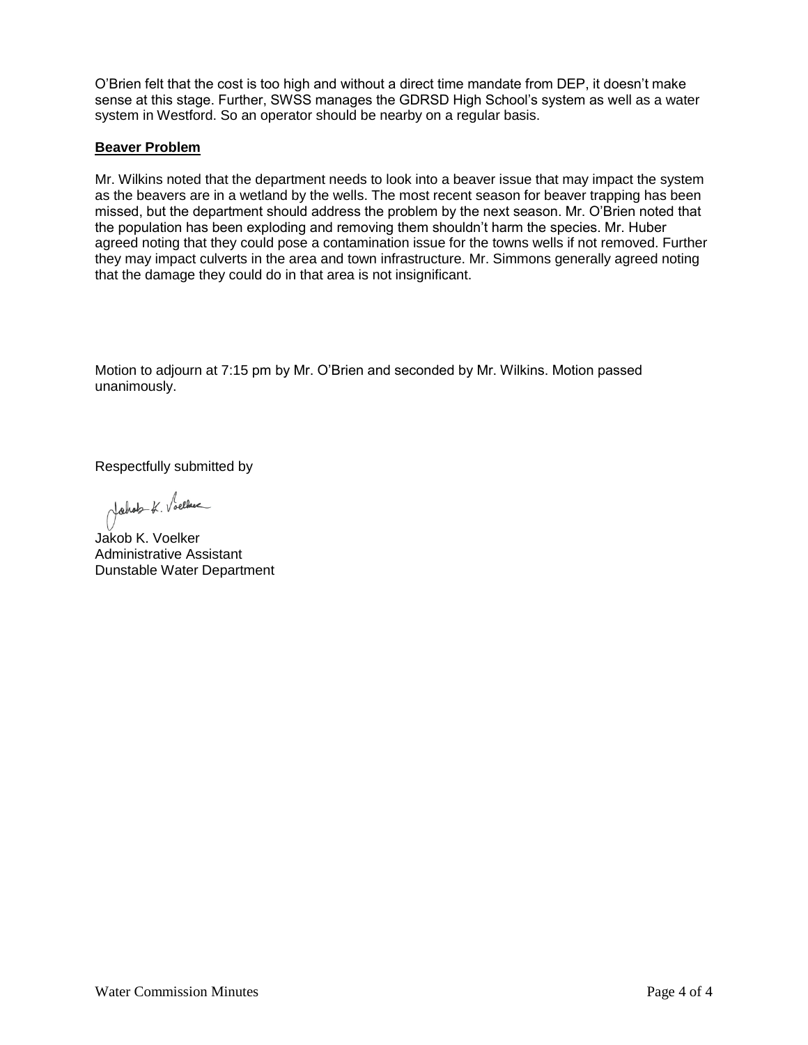O'Brien felt that the cost is too high and without a direct time mandate from DEP, it doesn't make sense at this stage. Further, SWSS manages the GDRSD High School's system as well as a water system in Westford. So an operator should be nearby on a regular basis.

**Beaver Problem**

Mr. Wilkins noted that the department needs to look into a beaver issue that may impact the system as the beavers are in a wetland by the wells. The most recent season for beaver trapping has been missed, but the department should address the problem by the next season. Mr. O'Brien noted that the population has been exploding and removing them shouldn't harm the species. Mr. Huber agreed noting that they could pose a contamination issue for the towns wells if not removed. Further they may impact culverts in the area and town infrastructure. Mr. Simmons generally agreed noting that the damage they could do in that area is not insignificant.

Motion to adjourn at 7:15 pm by Mr. O'Brien and seconded by Mr. Wilkins. Motion passed unanimously.

Respectfully submitted by

Jakob K. Voelker
Administrative Assistant
Dunstable Water Department